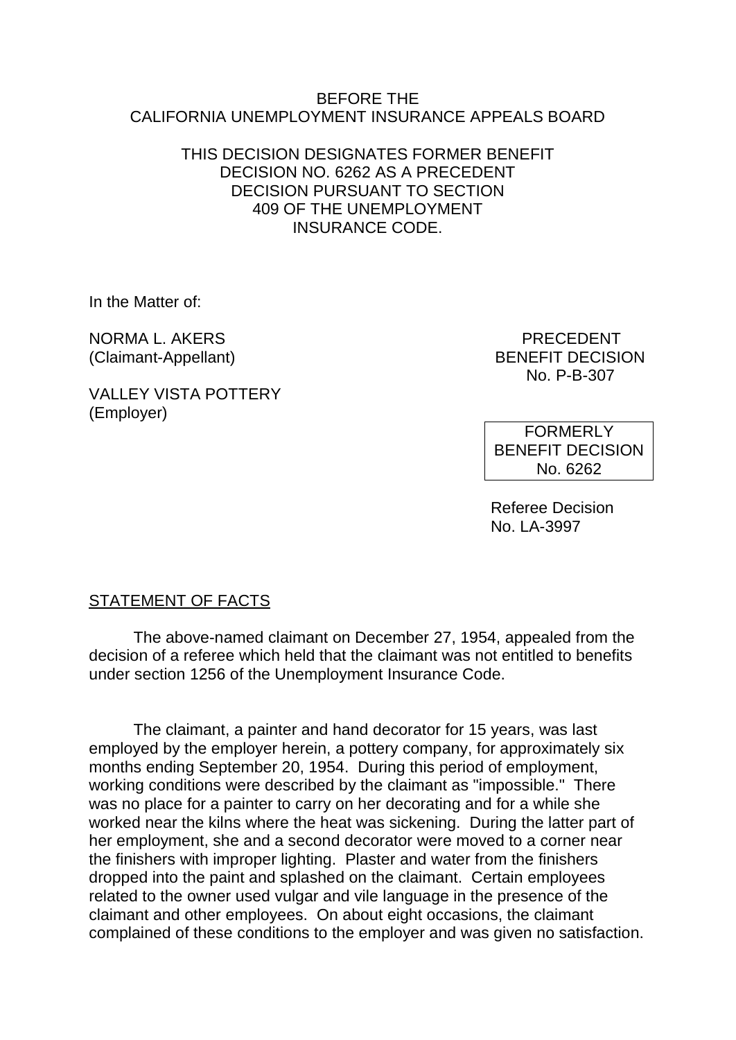BEFORE THE
CALIFORNIA UNEMPLOYMENT INSURANCE APPEALS BOARD

THIS DECISION DESIGNATES FORMER BENEFIT DECISION NO. 6262 AS A PRECEDENT DECISION PURSUANT TO SECTION 409 OF THE UNEMPLOYMENT INSURANCE CODE.

In the Matter of:

NORMA L. AKERS
(Claimant-Appellant)

VALLEY VISTA POTTERY
(Employer)

PRECEDENT
BENEFIT DECISION
No. P-B-307

FORMERLY
BENEFIT DECISION
No. 6262

Referee Decision
No. LA-3997

STATEMENT OF FACTS

The above-named claimant on December 27, 1954, appealed from the decision of a referee which held that the claimant was not entitled to benefits under section 1256 of the Unemployment Insurance Code.

The claimant, a painter and hand decorator for 15 years, was last employed by the employer herein, a pottery company, for approximately six months ending September 20, 1954. During this period of employment, working conditions were described by the claimant as "impossible." There was no place for a painter to carry on her decorating and for a while she worked near the kilns where the heat was sickening. During the latter part of her employment, she and a second decorator were moved to a corner near the finishers with improper lighting. Plaster and water from the finishers dropped into the paint and splashed on the claimant. Certain employees related to the owner used vulgar and vile language in the presence of the claimant and other employees. On about eight occasions, the claimant complained of these conditions to the employer and was given no satisfaction.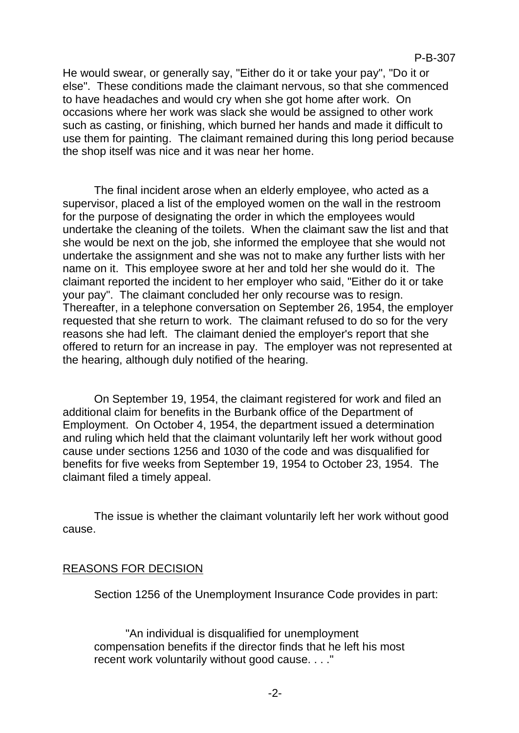He would swear, or generally say, "Either do it or take your pay", "Do it or else". These conditions made the claimant nervous, so that she commenced to have headaches and would cry when she got home after work. On occasions where her work was slack she would be assigned to other work such as casting, or finishing, which burned her hands and made it difficult to use them for painting. The claimant remained during this long period because the shop itself was nice and it was near her home.

The final incident arose when an elderly employee, who acted as a supervisor, placed a list of the employed women on the wall in the restroom for the purpose of designating the order in which the employees would undertake the cleaning of the toilets. When the claimant saw the list and that she would be next on the job, she informed the employee that she would not undertake the assignment and she was not to make any further lists with her name on it. This employee swore at her and told her she would do it. The claimant reported the incident to her employer who said, "Either do it or take your pay". The claimant concluded her only recourse was to resign. Thereafter, in a telephone conversation on September 26, 1954, the employer requested that she return to work. The claimant refused to do so for the very reasons she had left. The claimant denied the employer's report that she offered to return for an increase in pay. The employer was not represented at the hearing, although duly notified of the hearing.

On September 19, 1954, the claimant registered for work and filed an additional claim for benefits in the Burbank office of the Department of Employment. On October 4, 1954, the department issued a determination and ruling which held that the claimant voluntarily left her work without good cause under sections 1256 and 1030 of the code and was disqualified for benefits for five weeks from September 19, 1954 to October 23, 1954. The claimant filed a timely appeal.

The issue is whether the claimant voluntarily left her work without good cause.

## REASONS FOR DECISION

Section 1256 of the Unemployment Insurance Code provides in part:

> "An individual is disqualified for unemployment compensation benefits if the director finds that he left his most recent work voluntarily without good cause. . . ."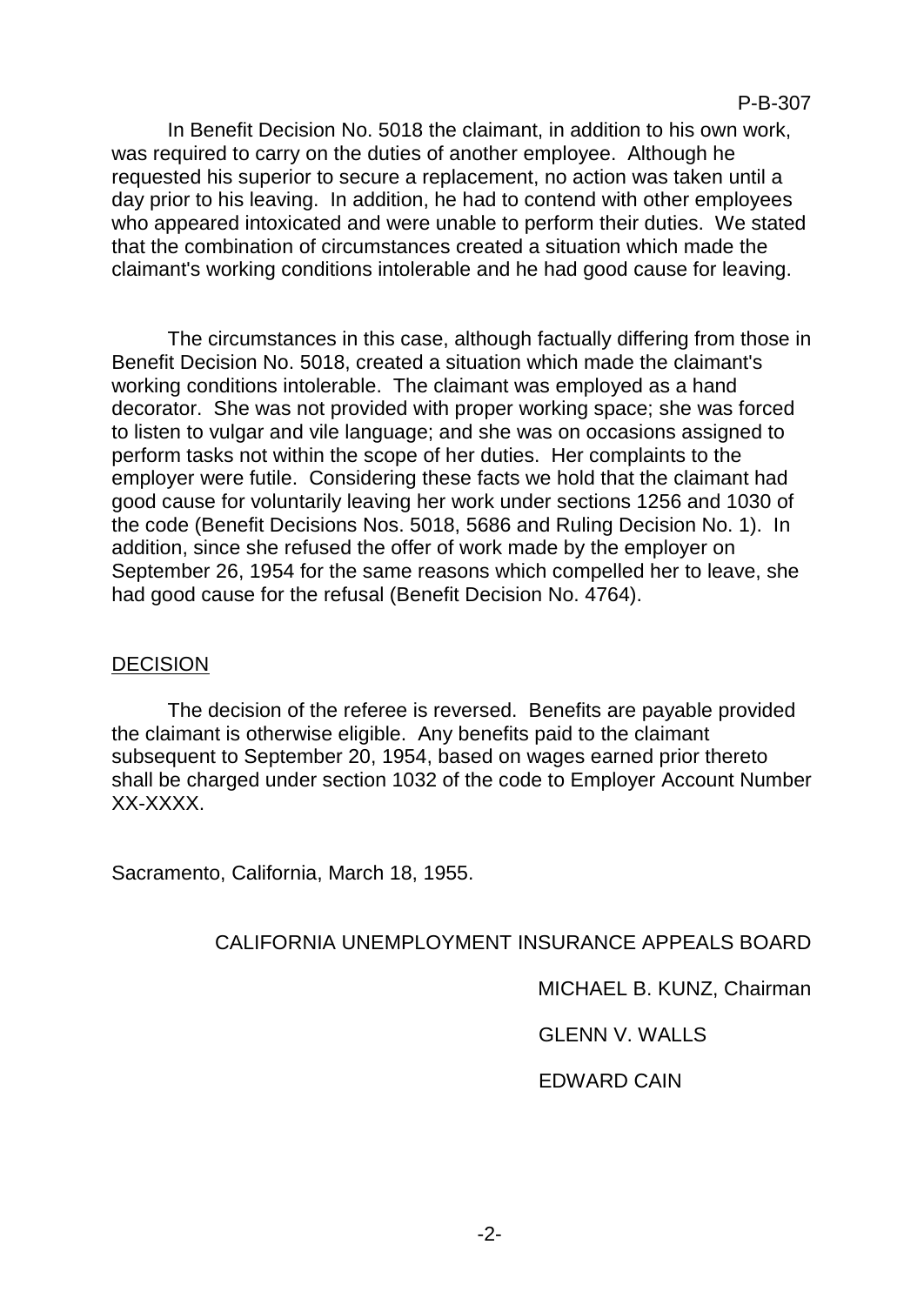In Benefit Decision No. 5018 the claimant, in addition to his own work, was required to carry on the duties of another employee. Although he requested his superior to secure a replacement, no action was taken until a day prior to his leaving. In addition, he had to contend with other employees who appeared intoxicated and were unable to perform their duties. We stated that the combination of circumstances created a situation which made the claimant's working conditions intolerable and he had good cause for leaving.

The circumstances in this case, although factually differing from those in Benefit Decision No. 5018, created a situation which made the claimant's working conditions intolerable. The claimant was employed as a hand decorator. She was not provided with proper working space; she was forced to listen to vulgar and vile language; and she was on occasions assigned to perform tasks not within the scope of her duties. Her complaints to the employer were futile. Considering these facts we hold that the claimant had good cause for voluntarily leaving her work under sections 1256 and 1030 of the code (Benefit Decisions Nos. 5018, 5686 and Ruling Decision No. 1). In addition, since she refused the offer of work made by the employer on September 26, 1954 for the same reasons which compelled her to leave, she had good cause for the refusal (Benefit Decision No. 4764).

## DECISION

The decision of the referee is reversed. Benefits are payable provided the claimant is otherwise eligible. Any benefits paid to the claimant subsequent to September 20, 1954, based on wages earned prior thereto shall be charged under section 1032 of the code to Employer Account Number XX-XXXX.

Sacramento, California, March 18, 1955.

CALIFORNIA UNEMPLOYMENT INSURANCE APPEALS BOARD

MICHAEL B. KUNZ, Chairman

GLENN V. WALLS

EDWARD CAIN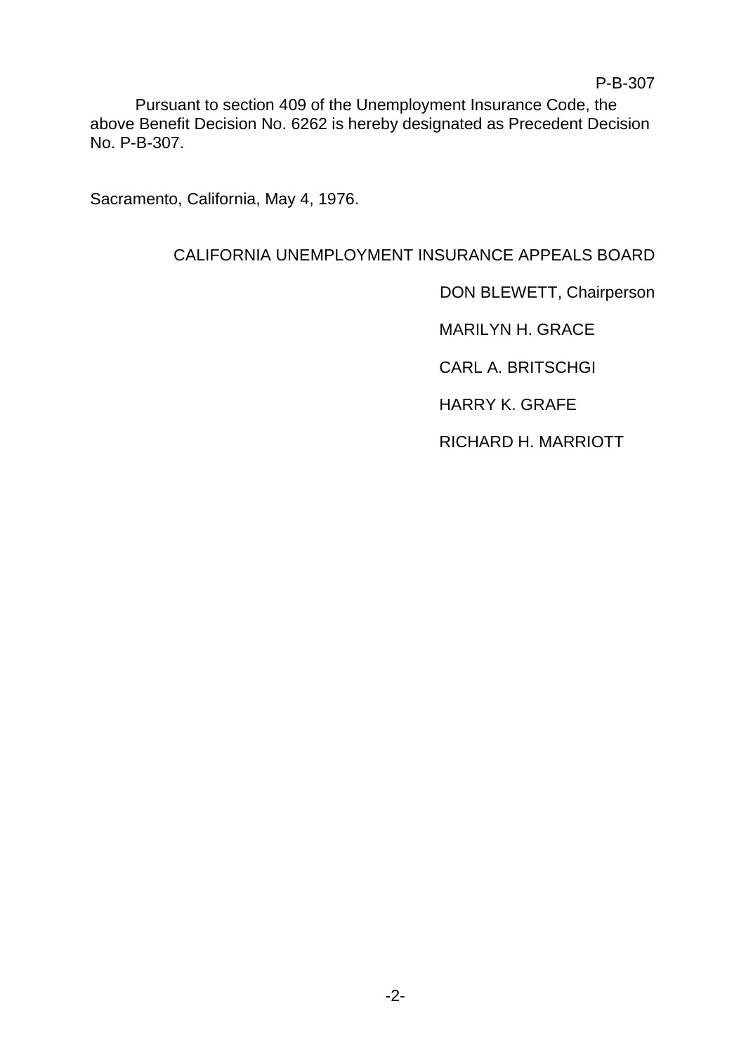Pursuant to section 409 of the Unemployment Insurance Code, the above Benefit Decision No. 6262 is hereby designated as Precedent Decision No. P-B-307.

Sacramento, California, May 4, 1976.

CALIFORNIA UNEMPLOYMENT INSURANCE APPEALS BOARD

DON BLEWETT, Chairperson

MARILYN H. GRACE

CARL A. BRITSCHGI

HARRY K. GRAFE

RICHARD H. MARRIOTT